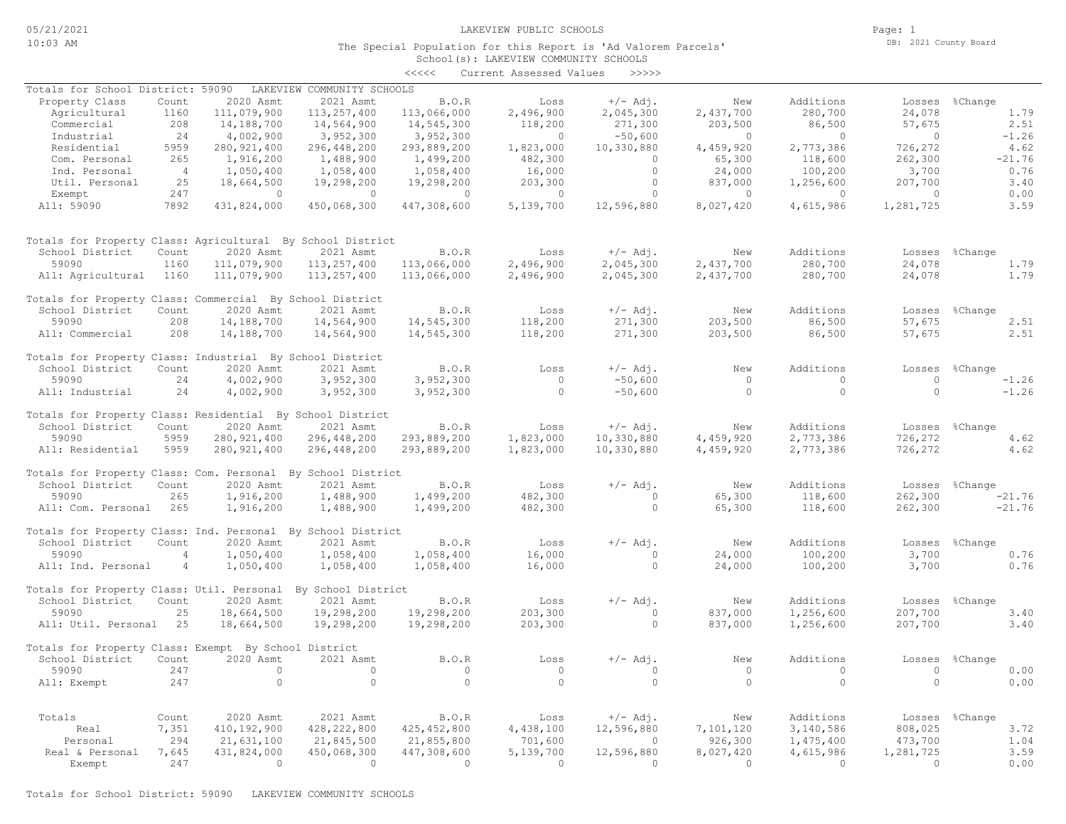# LAKEVIEW PUBLIC SCHOOLS

The Special Population for this Report is 'Ad Valorem Parcels'
School(s): LAKEVIEW COMMUNITY SCHOOLS
<<<<< Current Assessed Values >>>>>

05/21/2021
10:03 AM

DB: 2021 County Board

## Totals for School District: 59090 LAKEVIEW COMMUNITY SCHOOLS

| Property Class | Count | 2020 Asmt | 2021 Asmt | B.O.R | Loss | +/- Adj. | New | Additions | Losses | %Change |
|---|---|---|---|---|---|---|---|---|---|---|
| Agricultural | 1160 | 111,079,900 | 113,257,400 | 113,066,000 | 2,496,900 | 2,045,300 | 2,437,700 | 280,700 | 24,078 | 1.79 |
| Commercial | 208 | 14,188,700 | 14,564,900 | 14,545,300 | 118,200 | 271,300 | 203,500 | 86,500 | 57,675 | 2.51 |
| Industrial | 24 | 4,002,900 | 3,952,300 | 3,952,300 | 0 | -50,600 | 0 | 0 | 0 | -1.26 |
| Residential | 5959 | 280,921,400 | 296,448,200 | 293,889,200 | 1,823,000 | 10,330,880 | 4,459,920 | 2,773,386 | 726,272 | 4.62 |
| Com. Personal | 265 | 1,916,200 | 1,488,900 | 1,499,200 | 482,300 | 0 | 65,300 | 118,600 | 262,300 | -21.76 |
| Ind. Personal | 4 | 1,050,400 | 1,058,400 | 1,058,400 | 16,000 | 0 | 24,000 | 100,200 | 3,700 | 0.76 |
| Util. Personal | 25 | 18,664,500 | 19,298,200 | 19,298,200 | 203,300 | 0 | 837,000 | 1,256,600 | 207,700 | 3.40 |
| Exempt | 247 | 0 | 0 | 0 | 0 | 0 | 0 | 0 | 0 | 0.00 |
| All: 59090 | 7892 | 431,824,000 | 450,068,300 | 447,308,600 | 5,139,700 | 12,596,880 | 8,027,420 | 4,615,986 | 1,281,725 | 3.59 |

## Totals for Property Class: Agricultural By School District

| School District | Count | 2020 Asmt | 2021 Asmt | B.O.R | Loss | +/- Adj. | New | Additions | Losses | %Change |
|---|---|---|---|---|---|---|---|---|---|---|
| 59090 | 1160 | 111,079,900 | 113,257,400 | 113,066,000 | 2,496,900 | 2,045,300 | 2,437,700 | 280,700 | 24,078 | 1.79 |
| All: Agricultural | 1160 | 111,079,900 | 113,257,400 | 113,066,000 | 2,496,900 | 2,045,300 | 2,437,700 | 280,700 | 24,078 | 1.79 |

## Totals for Property Class: Commercial By School District

| School District | Count | 2020 Asmt | 2021 Asmt | B.O.R | Loss | +/- Adj. | New | Additions | Losses | %Change |
|---|---|---|---|---|---|---|---|---|---|---|
| 59090 | 208 | 14,188,700 | 14,564,900 | 14,545,300 | 118,200 | 271,300 | 203,500 | 86,500 | 57,675 | 2.51 |
| All: Commercial | 208 | 14,188,700 | 14,564,900 | 14,545,300 | 118,200 | 271,300 | 203,500 | 86,500 | 57,675 | 2.51 |

## Totals for Property Class: Industrial By School District

| School District | Count | 2020 Asmt | 2021 Asmt | B.O.R | Loss | +/- Adj. | New | Additions | Losses | %Change |
|---|---|---|---|---|---|---|---|---|---|---|
| 59090 | 24 | 4,002,900 | 3,952,300 | 3,952,300 | 0 | -50,600 | 0 | 0 | 0 | -1.26 |
| All: Industrial | 24 | 4,002,900 | 3,952,300 | 3,952,300 | 0 | -50,600 | 0 | 0 | 0 | -1.26 |

## Totals for Property Class: Residential By School District

| School District | Count | 2020 Asmt | 2021 Asmt | B.O.R | Loss | +/- Adj. | New | Additions | Losses | %Change |
|---|---|---|---|---|---|---|---|---|---|---|
| 59090 | 5959 | 280,921,400 | 296,448,200 | 293,889,200 | 1,823,000 | 10,330,880 | 4,459,920 | 2,773,386 | 726,272 | 4.62 |
| All: Residential | 5959 | 280,921,400 | 296,448,200 | 293,889,200 | 1,823,000 | 10,330,880 | 4,459,920 | 2,773,386 | 726,272 | 4.62 |

## Totals for Property Class: Com. Personal By School District

| School District | Count | 2020 Asmt | 2021 Asmt | B.O.R | Loss | +/- Adj. | New | Additions | Losses | %Change |
|---|---|---|---|---|---|---|---|---|---|---|
| 59090 | 265 | 1,916,200 | 1,488,900 | 1,499,200 | 482,300 | 0 | 65,300 | 118,600 | 262,300 | -21.76 |
| All: Com. Personal | 265 | 1,916,200 | 1,488,900 | 1,499,200 | 482,300 | 0 | 65,300 | 118,600 | 262,300 | -21.76 |

## Totals for Property Class: Ind. Personal By School District

| School District | Count | 2020 Asmt | 2021 Asmt | B.O.R | Loss | +/- Adj. | New | Additions | Losses | %Change |
|---|---|---|---|---|---|---|---|---|---|---|
| 59090 | 4 | 1,050,400 | 1,058,400 | 1,058,400 | 16,000 | 0 | 24,000 | 100,200 | 3,700 | 0.76 |
| All: Ind. Personal | 4 | 1,050,400 | 1,058,400 | 1,058,400 | 16,000 | 0 | 24,000 | 100,200 | 3,700 | 0.76 |

## Totals for Property Class: Util. Personal By School District

| School District | Count | 2020 Asmt | 2021 Asmt | B.O.R | Loss | +/- Adj. | New | Additions | Losses | %Change |
|---|---|---|---|---|---|---|---|---|---|---|
| 59090 | 25 | 18,664,500 | 19,298,200 | 19,298,200 | 203,300 | 0 | 837,000 | 1,256,600 | 207,700 | 3.40 |
| All: Util. Personal | 25 | 18,664,500 | 19,298,200 | 19,298,200 | 203,300 | 0 | 837,000 | 1,256,600 | 207,700 | 3.40 |

## Totals for Property Class: Exempt By School District

| School District | Count | 2020 Asmt | 2021 Asmt | B.O.R | Loss | +/- Adj. | New | Additions | Losses | %Change |
|---|---|---|---|---|---|---|---|---|---|---|
| 59090 | 247 | 0 | 0 | 0 | 0 | 0 | 0 | 0 | 0 | 0.00 |
| All: Exempt | 247 | 0 | 0 | 0 | 0 | 0 | 0 | 0 | 0 | 0.00 |

## Totals

| Totals | Count | 2020 Asmt | 2021 Asmt | B.O.R | Loss | +/- Adj. | New | Additions | Losses | %Change |
|---|---|---|---|---|---|---|---|---|---|---|
| Real | 7,351 | 410,192,900 | 428,222,800 | 425,452,800 | 4,438,100 | 12,596,880 | 7,101,120 | 3,140,586 | 808,025 | 3.72 |
| Personal | 294 | 21,631,100 | 21,845,500 | 21,855,800 | 701,600 | 0 | 926,300 | 1,475,400 | 473,700 | 1.04 |
| Real & Personal | 7,645 | 431,824,000 | 450,068,300 | 447,308,600 | 5,139,700 | 12,596,880 | 8,027,420 | 4,615,986 | 1,281,725 | 3.59 |
| Exempt | 247 | 0 | 0 | 0 | 0 | 0 | 0 | 0 | 0 | 0.00 |

Totals for School District: 59090 LAKEVIEW COMMUNITY SCHOOLS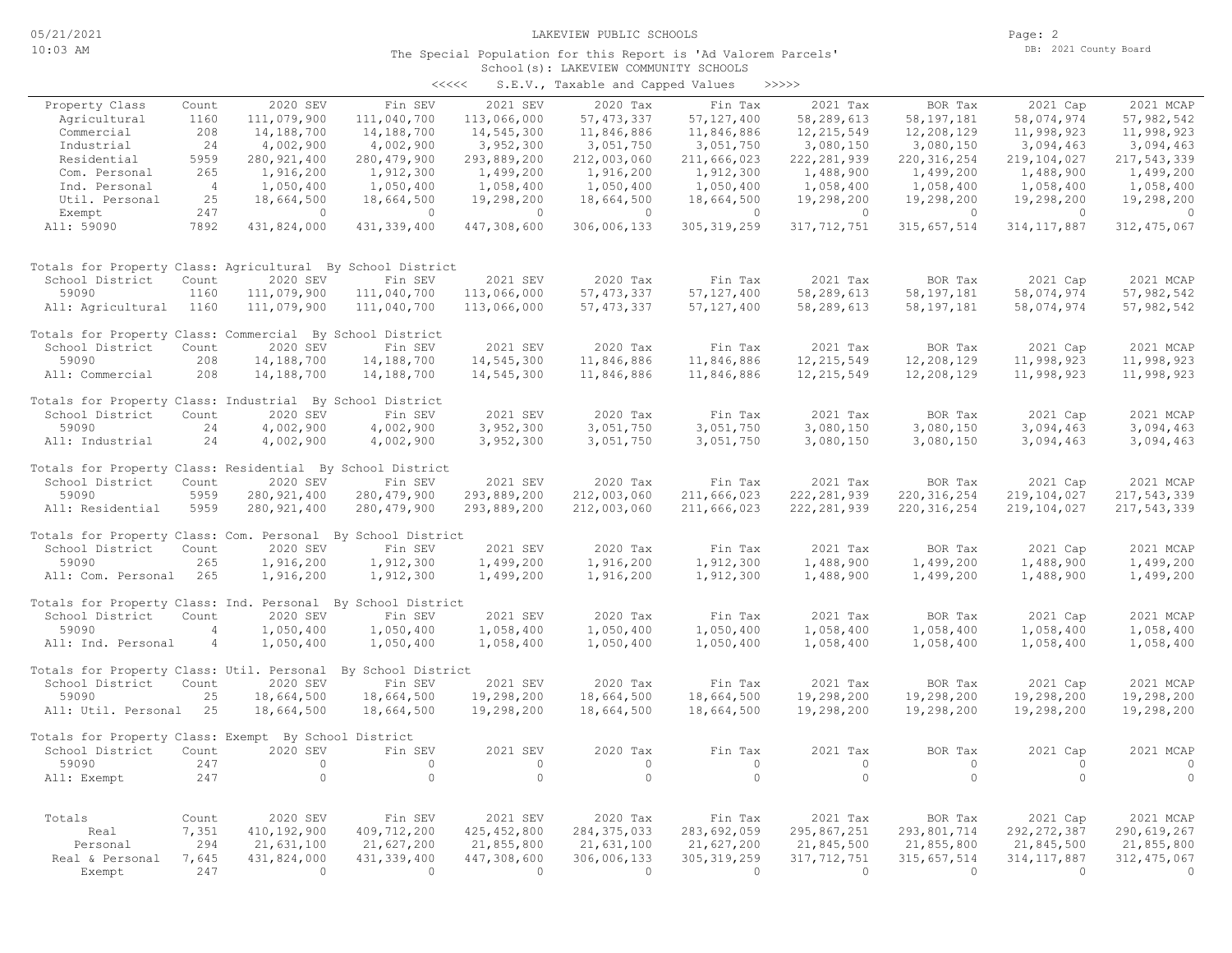LAKEVIEW PUBLIC SCHOOLS

The Special Population for this Report is 'Ad Valorem Parcels'

School(s): LAKEVIEW COMMUNITY SCHOOLS

<<<<< S.E.V., Taxable and Capped Values >>>>>

| Property Class | Count | 2020 SEV | Fin SEV | 2021 SEV | 2020 Tax | Fin Tax | 2021 Tax | BOR Tax | 2021 Cap | 2021 MCAP |
|---|---|---|---|---|---|---|---|---|---|---|
| Agricultural | 1160 | 111,079,900 | 111,040,700 | 113,066,000 | 57,473,337 | 57,127,400 | 58,289,613 | 58,197,181 | 58,074,974 | 57,982,542 |
| Commercial | 208 | 14,188,700 | 14,188,700 | 14,545,300 | 11,846,886 | 11,846,886 | 12,215,549 | 12,208,129 | 11,998,923 | 11,998,923 |
| Industrial | 24 | 4,002,900 | 4,002,900 | 3,952,300 | 3,051,750 | 3,051,750 | 3,080,150 | 3,080,150 | 3,094,463 | 3,094,463 |
| Residential | 5959 | 280,921,400 | 280,479,900 | 293,889,200 | 212,003,060 | 211,666,023 | 222,281,939 | 220,316,254 | 219,104,027 | 217,543,339 |
| Com. Personal | 265 | 1,916,200 | 1,912,300 | 1,499,200 | 1,916,200 | 1,912,300 | 1,488,900 | 1,499,200 | 1,488,900 | 1,499,200 |
| Ind. Personal | 4 | 1,050,400 | 1,050,400 | 1,058,400 | 1,050,400 | 1,050,400 | 1,058,400 | 1,058,400 | 1,058,400 | 1,058,400 |
| Util. Personal | 25 | 18,664,500 | 18,664,500 | 19,298,200 | 18,664,500 | 18,664,500 | 19,298,200 | 19,298,200 | 19,298,200 | 19,298,200 |
| Exempt | 247 | 0 | 0 | 0 | 0 | 0 | 0 | 0 | 0 | 0 |
| All: 59090 | 7892 | 431,824,000 | 431,339,400 | 447,308,600 | 306,006,133 | 305,319,259 | 317,712,751 | 315,657,514 | 314,117,887 | 312,475,067 |

Totals for Property Class: Agricultural By School District

| School District | Count | 2020 SEV | Fin SEV | 2021 SEV | 2020 Tax | Fin Tax | 2021 Tax | BOR Tax | 2021 Cap | 2021 MCAP |
|---|---|---|---|---|---|---|---|---|---|---|
| 59090 | 1160 | 111,079,900 | 111,040,700 | 113,066,000 | 57,473,337 | 57,127,400 | 58,289,613 | 58,197,181 | 58,074,974 | 57,982,542 |
| All: Agricultural | 1160 | 111,079,900 | 111,040,700 | 113,066,000 | 57,473,337 | 57,127,400 | 58,289,613 | 58,197,181 | 58,074,974 | 57,982,542 |

Totals for Property Class: Commercial By School District

| School District | Count | 2020 SEV | Fin SEV | 2021 SEV | 2020 Tax | Fin Tax | 2021 Tax | BOR Tax | 2021 Cap | 2021 MCAP |
|---|---|---|---|---|---|---|---|---|---|---|
| 59090 | 208 | 14,188,700 | 14,188,700 | 14,545,300 | 11,846,886 | 11,846,886 | 12,215,549 | 12,208,129 | 11,998,923 | 11,998,923 |
| All: Commercial | 208 | 14,188,700 | 14,188,700 | 14,545,300 | 11,846,886 | 11,846,886 | 12,215,549 | 12,208,129 | 11,998,923 | 11,998,923 |

Totals for Property Class: Industrial By School District

| School District | Count | 2020 SEV | Fin SEV | 2021 SEV | 2020 Tax | Fin Tax | 2021 Tax | BOR Tax | 2021 Cap | 2021 MCAP |
|---|---|---|---|---|---|---|---|---|---|---|
| 59090 | 24 | 4,002,900 | 4,002,900 | 3,952,300 | 3,051,750 | 3,051,750 | 3,080,150 | 3,080,150 | 3,094,463 | 3,094,463 |
| All: Industrial | 24 | 4,002,900 | 4,002,900 | 3,952,300 | 3,051,750 | 3,051,750 | 3,080,150 | 3,080,150 | 3,094,463 | 3,094,463 |

Totals for Property Class: Residential By School District

| School District | Count | 2020 SEV | Fin SEV | 2021 SEV | 2020 Tax | Fin Tax | 2021 Tax | BOR Tax | 2021 Cap | 2021 MCAP |
|---|---|---|---|---|---|---|---|---|---|---|
| 59090 | 5959 | 280,921,400 | 280,479,900 | 293,889,200 | 212,003,060 | 211,666,023 | 222,281,939 | 220,316,254 | 219,104,027 | 217,543,339 |
| All: Residential | 5959 | 280,921,400 | 280,479,900 | 293,889,200 | 212,003,060 | 211,666,023 | 222,281,939 | 220,316,254 | 219,104,027 | 217,543,339 |

Totals for Property Class: Com. Personal By School District

| School District | Count | 2020 SEV | Fin SEV | 2021 SEV | 2020 Tax | Fin Tax | 2021 Tax | BOR Tax | 2021 Cap | 2021 MCAP |
|---|---|---|---|---|---|---|---|---|---|---|
| 59090 | 265 | 1,916,200 | 1,912,300 | 1,499,200 | 1,916,200 | 1,912,300 | 1,488,900 | 1,499,200 | 1,488,900 | 1,499,200 |
| All: Com. Personal | 265 | 1,916,200 | 1,912,300 | 1,499,200 | 1,916,200 | 1,912,300 | 1,488,900 | 1,499,200 | 1,488,900 | 1,499,200 |

Totals for Property Class: Ind. Personal By School District

| School District | Count | 2020 SEV | Fin SEV | 2021 SEV | 2020 Tax | Fin Tax | 2021 Tax | BOR Tax | 2021 Cap | 2021 MCAP |
|---|---|---|---|---|---|---|---|---|---|---|
| 59090 | 4 | 1,050,400 | 1,050,400 | 1,058,400 | 1,050,400 | 1,050,400 | 1,058,400 | 1,058,400 | 1,058,400 | 1,058,400 |
| All: Ind. Personal | 4 | 1,050,400 | 1,050,400 | 1,058,400 | 1,050,400 | 1,050,400 | 1,058,400 | 1,058,400 | 1,058,400 | 1,058,400 |

Totals for Property Class: Util. Personal By School District

| School District | Count | 2020 SEV | Fin SEV | 2021 SEV | 2020 Tax | Fin Tax | 2021 Tax | BOR Tax | 2021 Cap | 2021 MCAP |
|---|---|---|---|---|---|---|---|---|---|---|
| 59090 | 25 | 18,664,500 | 18,664,500 | 19,298,200 | 18,664,500 | 18,664,500 | 19,298,200 | 19,298,200 | 19,298,200 | 19,298,200 |
| All: Util. Personal | 25 | 18,664,500 | 18,664,500 | 19,298,200 | 18,664,500 | 18,664,500 | 19,298,200 | 19,298,200 | 19,298,200 | 19,298,200 |

Totals for Property Class: Exempt By School District

| School District | Count | 2020 SEV | Fin SEV | 2021 SEV | 2020 Tax | Fin Tax | 2021 Tax | BOR Tax | 2021 Cap | 2021 MCAP |
|---|---|---|---|---|---|---|---|---|---|---|
| 59090 | 247 | 0 | 0 | 0 | 0 | 0 | 0 | 0 | 0 | 0 |
| All: Exempt | 247 | 0 | 0 | 0 | 0 | 0 | 0 | 0 | 0 | 0 |

| Totals | Count | 2020 SEV | Fin SEV | 2021 SEV | 2020 Tax | Fin Tax | 2021 Tax | BOR Tax | 2021 Cap | 2021 MCAP |
|---|---|---|---|---|---|---|---|---|---|---|
| Real | 7,351 | 410,192,900 | 409,712,200 | 425,452,800 | 284,375,033 | 283,692,059 | 295,867,251 | 293,801,714 | 292,272,387 | 290,619,267 |
| Personal | 294 | 21,631,100 | 21,627,200 | 21,855,800 | 21,631,100 | 21,627,200 | 21,845,500 | 21,855,800 | 21,845,500 | 21,855,800 |
| Real & Personal | 7,645 | 431,824,000 | 431,339,400 | 447,308,600 | 306,006,133 | 305,319,259 | 317,712,751 | 315,657,514 | 314,117,887 | 312,475,067 |
| Exempt | 247 | 0 | 0 | 0 | 0 | 0 | 0 | 0 | 0 | 0 |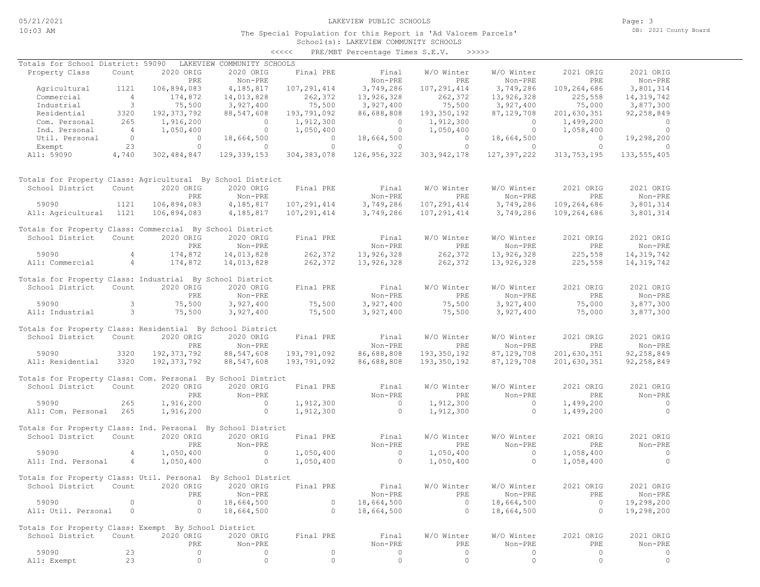LAKEVIEW PUBLIC SCHOOLS

The Special Population for this Report is 'Ad Valorem Parcels'
School(s): LAKEVIEW COMMUNITY SCHOOLS
<<<<< PRE/MBT Percentage Times S.E.V. >>>>>

Totals for School District: 59090 LAKEVIEW COMMUNITY SCHOOLS

| Property Class | Count | 2020 ORIG PRE | 2020 ORIG Non-PRE | Final PRE | Final Non-PRE | W/O Winter PRE | W/O Winter Non-PRE | 2021 ORIG PRE | 2021 ORIG Non-PRE |
|---|---|---|---|---|---|---|---|---|---|
| Agricultural | 1121 | 106,894,083 | 4,185,817 | 107,291,414 | 3,749,286 | 107,291,414 | 3,749,286 | 109,264,686 | 3,801,314 |
| Commercial | 4 | 174,872 | 14,013,828 | 262,372 | 13,926,328 | 262,372 | 13,926,328 | 225,558 | 14,319,742 |
| Industrial | 3 | 75,500 | 3,927,400 | 75,500 | 3,927,400 | 75,500 | 3,927,400 | 75,000 | 3,877,300 |
| Residential | 3320 | 192,373,792 | 88,547,608 | 193,791,092 | 86,688,808 | 193,350,192 | 87,129,708 | 201,630,351 | 92,258,849 |
| Com. Personal | 265 | 1,916,200 | 0 | 1,912,300 | 0 | 1,912,300 | 0 | 1,499,200 | 0 |
| Ind. Personal | 4 | 1,050,400 | 0 | 1,050,400 | 0 | 1,050,400 | 0 | 1,058,400 | 0 |
| Util. Personal | 0 | 0 | 18,664,500 | 0 | 18,664,500 | 0 | 18,664,500 | 0 | 19,298,200 |
| Exempt | 23 | 0 | 0 | 0 | 0 | 0 | 0 | 0 | 0 |
| All: 59090 | 4,740 | 302,484,847 | 129,339,153 | 304,383,078 | 126,956,322 | 303,942,178 | 127,397,222 | 313,753,195 | 133,555,405 |

Totals for Property Class: Agricultural By School District

| School District | Count | 2020 ORIG PRE | 2020 ORIG Non-PRE | Final PRE | Final Non-PRE | W/O Winter PRE | W/O Winter Non-PRE | 2021 ORIG PRE | 2021 ORIG Non-PRE |
|---|---|---|---|---|---|---|---|---|---|
| 59090 | 1121 | 106,894,083 | 4,185,817 | 107,291,414 | 3,749,286 | 107,291,414 | 3,749,286 | 109,264,686 | 3,801,314 |
| All: Agricultural | 1121 | 106,894,083 | 4,185,817 | 107,291,414 | 3,749,286 | 107,291,414 | 3,749,286 | 109,264,686 | 3,801,314 |

Totals for Property Class: Commercial By School District

| School District | Count | 2020 ORIG PRE | 2020 ORIG Non-PRE | Final PRE | Final Non-PRE | W/O Winter PRE | W/O Winter Non-PRE | 2021 ORIG PRE | 2021 ORIG Non-PRE |
|---|---|---|---|---|---|---|---|---|---|
| 59090 | 4 | 174,872 | 14,013,828 | 262,372 | 13,926,328 | 262,372 | 13,926,328 | 225,558 | 14,319,742 |
| All: Commercial | 4 | 174,872 | 14,013,828 | 262,372 | 13,926,328 | 262,372 | 13,926,328 | 225,558 | 14,319,742 |

Totals for Property Class: Industrial By School District

| School District | Count | 2020 ORIG PRE | 2020 ORIG Non-PRE | Final PRE | Final Non-PRE | W/O Winter PRE | W/O Winter Non-PRE | 2021 ORIG PRE | 2021 ORIG Non-PRE |
|---|---|---|---|---|---|---|---|---|---|
| 59090 | 3 | 75,500 | 3,927,400 | 75,500 | 3,927,400 | 75,500 | 3,927,400 | 75,000 | 3,877,300 |
| All: Industrial | 3 | 75,500 | 3,927,400 | 75,500 | 3,927,400 | 75,500 | 3,927,400 | 75,000 | 3,877,300 |

Totals for Property Class: Residential By School District

| School District | Count | 2020 ORIG PRE | 2020 ORIG Non-PRE | Final PRE | Final Non-PRE | W/O Winter PRE | W/O Winter Non-PRE | 2021 ORIG PRE | 2021 ORIG Non-PRE |
|---|---|---|---|---|---|---|---|---|---|
| 59090 | 3320 | 192,373,792 | 88,547,608 | 193,791,092 | 86,688,808 | 193,350,192 | 87,129,708 | 201,630,351 | 92,258,849 |
| All: Residential | 3320 | 192,373,792 | 88,547,608 | 193,791,092 | 86,688,808 | 193,350,192 | 87,129,708 | 201,630,351 | 92,258,849 |

Totals for Property Class: Com. Personal By School District

| School District | Count | 2020 ORIG PRE | 2020 ORIG Non-PRE | Final PRE | Final Non-PRE | W/O Winter PRE | W/O Winter Non-PRE | 2021 ORIG PRE | 2021 ORIG Non-PRE |
|---|---|---|---|---|---|---|---|---|---|
| 59090 | 265 | 1,916,200 | 0 | 1,912,300 | 0 | 1,912,300 | 0 | 1,499,200 | 0 |
| All: Com. Personal | 265 | 1,916,200 | 0 | 1,912,300 | 0 | 1,912,300 | 0 | 1,499,200 | 0 |

Totals for Property Class: Ind. Personal By School District

| School District | Count | 2020 ORIG PRE | 2020 ORIG Non-PRE | Final PRE | Final Non-PRE | W/O Winter PRE | W/O Winter Non-PRE | 2021 ORIG PRE | 2021 ORIG Non-PRE |
|---|---|---|---|---|---|---|---|---|---|
| 59090 | 4 | 1,050,400 | 0 | 1,050,400 | 0 | 1,050,400 | 0 | 1,058,400 | 0 |
| All: Ind. Personal | 4 | 1,050,400 | 0 | 1,050,400 | 0 | 1,050,400 | 0 | 1,058,400 | 0 |

Totals for Property Class: Util. Personal By School District

| School District | Count | 2020 ORIG PRE | 2020 ORIG Non-PRE | Final PRE | Final Non-PRE | W/O Winter PRE | W/O Winter Non-PRE | 2021 ORIG PRE | 2021 ORIG Non-PRE |
|---|---|---|---|---|---|---|---|---|---|
| 59090 | 0 | 0 | 18,664,500 | 0 | 18,664,500 | 0 | 18,664,500 | 0 | 19,298,200 |
| All: Util. Personal | 0 | 0 | 18,664,500 | 0 | 18,664,500 | 0 | 18,664,500 | 0 | 19,298,200 |

Totals for Property Class: Exempt By School District

| School District | Count | 2020 ORIG PRE | 2020 ORIG Non-PRE | Final PRE | Final Non-PRE | W/O Winter PRE | W/O Winter Non-PRE | 2021 ORIG PRE | 2021 ORIG Non-PRE |
|---|---|---|---|---|---|---|---|---|---|
| 59090 | 23 | 0 | 0 | 0 | 0 | 0 | 0 | 0 | 0 |
| All: Exempt | 23 | 0 | 0 | 0 | 0 | 0 | 0 | 0 | 0 |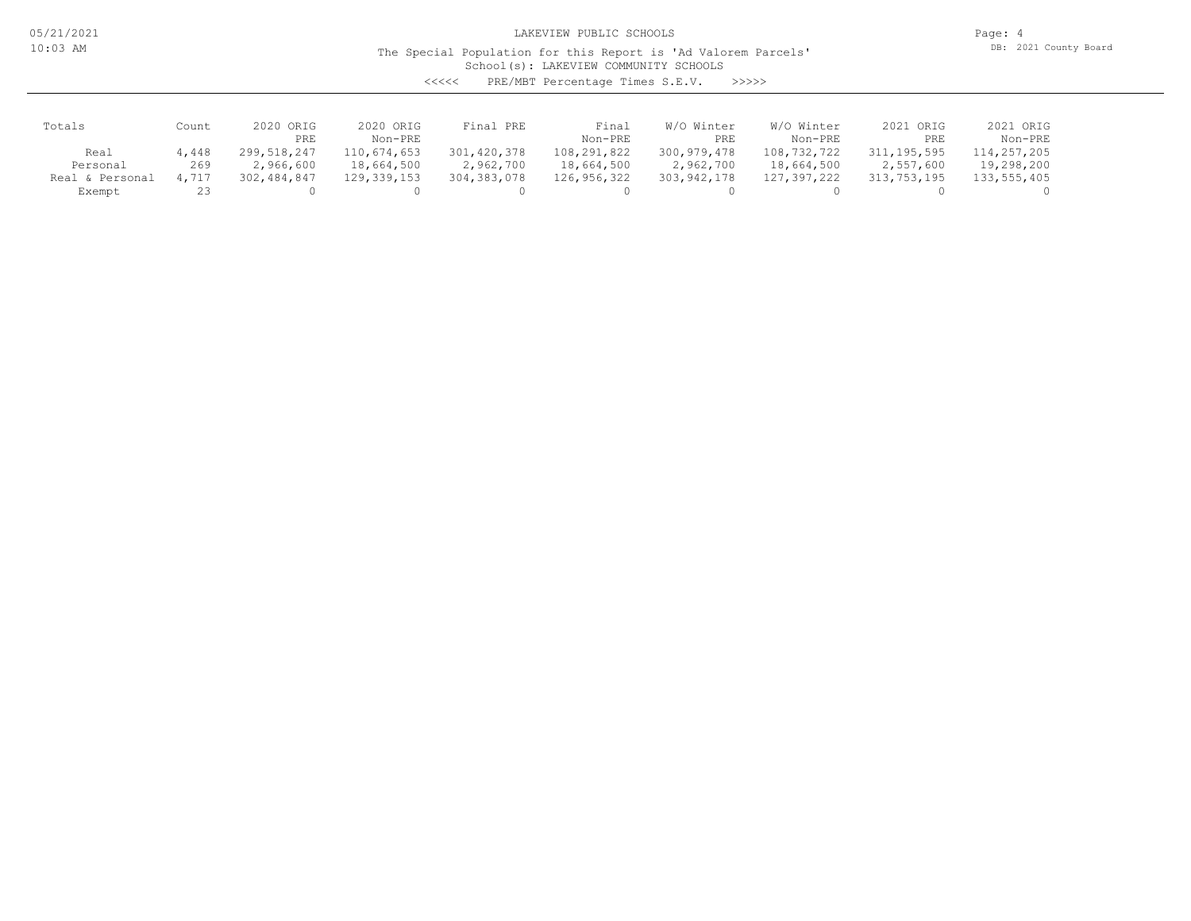LAKEVIEW PUBLIC SCHOOLS

The Special Population for this Report is 'Ad Valorem Parcels'
School(s): LAKEVIEW COMMUNITY SCHOOLS
<<<<< PRE/MBT Percentage Times S.E.V. >>>>>

| Totals | Count | 2020 ORIG PRE | 2020 ORIG Non-PRE | Final PRE | Final Non-PRE | W/O Winter PRE | W/O Winter Non-PRE | 2021 ORIG PRE | 2021 ORIG Non-PRE |
|---|---|---|---|---|---|---|---|---|---|
| Real | 4,448 | 299,518,247 | 110,674,653 | 301,420,378 | 108,291,822 | 300,979,478 | 108,732,722 | 311,195,595 | 114,257,205 |
| Personal | 269 | 2,966,600 | 18,664,500 | 2,962,700 | 18,664,500 | 2,962,700 | 18,664,500 | 2,557,600 | 19,298,200 |
| Real & Personal | 4,717 | 302,484,847 | 129,339,153 | 304,383,078 | 126,956,322 | 303,942,178 | 127,397,222 | 313,753,195 | 133,555,405 |
| Exempt | 23 | 0 | 0 | 0 | 0 | 0 | 0 | 0 | 0 |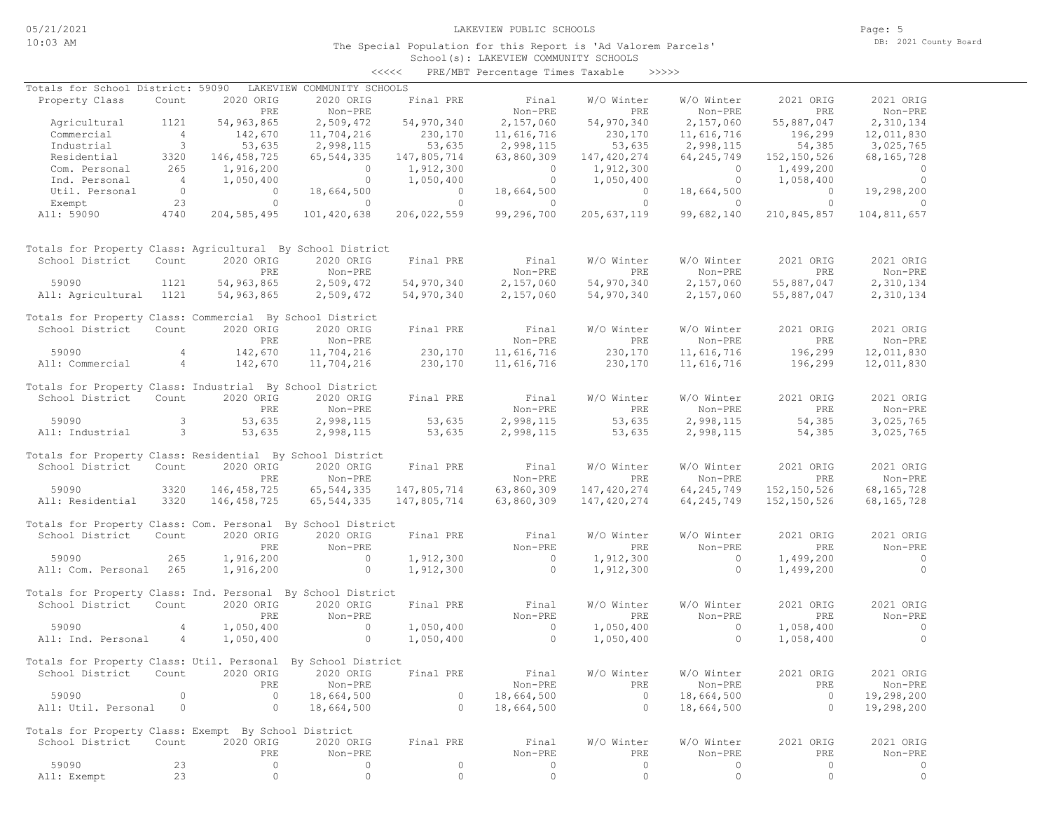LAKEVIEW PUBLIC SCHOOLS

The Special Population for this Report is 'Ad Valorem Parcels'
School(s): LAKEVIEW COMMUNITY SCHOOLS
<<<<< PRE/MBT Percentage Times Taxable >>>>>

Totals for School District: 59090 LAKEVIEW COMMUNITY SCHOOLS

| Property Class | Count | 2020 ORIG PRE | 2020 ORIG Non-PRE | Final PRE | Final Non-PRE | W/O Winter PRE | W/O Winter Non-PRE | 2021 ORIG PRE | 2021 ORIG Non-PRE |
|---|---|---|---|---|---|---|---|---|---|
| Agricultural | 1121 | 54,963,865 | 2,509,472 | 54,970,340 | 2,157,060 | 54,970,340 | 2,157,060 | 55,887,047 | 2,310,134 |
| Commercial | 4 | 142,670 | 11,704,216 | 230,170 | 11,616,716 | 230,170 | 11,616,716 | 196,299 | 12,011,830 |
| Industrial | 3 | 53,635 | 2,998,115 | 53,635 | 2,998,115 | 53,635 | 2,998,115 | 54,385 | 3,025,765 |
| Residential | 3320 | 146,458,725 | 65,544,335 | 147,805,714 | 63,860,309 | 147,420,274 | 64,245,749 | 152,150,526 | 68,165,728 |
| Com. Personal | 265 | 1,916,200 | 0 | 1,912,300 | 0 | 1,912,300 | 0 | 1,499,200 | 0 |
| Ind. Personal | 4 | 1,050,400 | 0 | 1,050,400 | 0 | 1,050,400 | 0 | 1,058,400 | 0 |
| Util. Personal | 0 | 0 | 18,664,500 | 0 | 18,664,500 | 0 | 18,664,500 | 0 | 19,298,200 |
| Exempt | 23 | 0 | 0 | 0 | 0 | 0 | 0 | 0 | 0 |
| All: 59090 | 4740 | 204,585,495 | 101,420,638 | 206,022,559 | 99,296,700 | 205,637,119 | 99,682,140 | 210,845,857 | 104,811,657 |

Totals for Property Class: Agricultural By School District

| School District | Count | 2020 ORIG PRE | 2020 ORIG Non-PRE | Final PRE | Final Non-PRE | W/O Winter PRE | W/O Winter Non-PRE | 2021 ORIG PRE | 2021 ORIG Non-PRE |
|---|---|---|---|---|---|---|---|---|---|
| 59090 | 1121 | 54,963,865 | 2,509,472 | 54,970,340 | 2,157,060 | 54,970,340 | 2,157,060 | 55,887,047 | 2,310,134 |
| All: Agricultural | 1121 | 54,963,865 | 2,509,472 | 54,970,340 | 2,157,060 | 54,970,340 | 2,157,060 | 55,887,047 | 2,310,134 |

Totals for Property Class: Commercial By School District

| School District | Count | 2020 ORIG PRE | 2020 ORIG Non-PRE | Final PRE | Final Non-PRE | W/O Winter PRE | W/O Winter Non-PRE | 2021 ORIG PRE | 2021 ORIG Non-PRE |
|---|---|---|---|---|---|---|---|---|---|
| 59090 | 4 | 142,670 | 11,704,216 | 230,170 | 11,616,716 | 230,170 | 11,616,716 | 196,299 | 12,011,830 |
| All: Commercial | 4 | 142,670 | 11,704,216 | 230,170 | 11,616,716 | 230,170 | 11,616,716 | 196,299 | 12,011,830 |

Totals for Property Class: Industrial By School District

| School District | Count | 2020 ORIG PRE | 2020 ORIG Non-PRE | Final PRE | Final Non-PRE | W/O Winter PRE | W/O Winter Non-PRE | 2021 ORIG PRE | 2021 ORIG Non-PRE |
|---|---|---|---|---|---|---|---|---|---|
| 59090 | 3 | 53,635 | 2,998,115 | 53,635 | 2,998,115 | 53,635 | 2,998,115 | 54,385 | 3,025,765 |
| All: Industrial | 3 | 53,635 | 2,998,115 | 53,635 | 2,998,115 | 53,635 | 2,998,115 | 54,385 | 3,025,765 |

Totals for Property Class: Residential By School District

| School District | Count | 2020 ORIG PRE | 2020 ORIG Non-PRE | Final PRE | Final Non-PRE | W/O Winter PRE | W/O Winter Non-PRE | 2021 ORIG PRE | 2021 ORIG Non-PRE |
|---|---|---|---|---|---|---|---|---|---|
| 59090 | 3320 | 146,458,725 | 65,544,335 | 147,805,714 | 63,860,309 | 147,420,274 | 64,245,749 | 152,150,526 | 68,165,728 |
| All: Residential | 3320 | 146,458,725 | 65,544,335 | 147,805,714 | 63,860,309 | 147,420,274 | 64,245,749 | 152,150,526 | 68,165,728 |

Totals for Property Class: Com. Personal By School District

| School District | Count | 2020 ORIG PRE | 2020 ORIG Non-PRE | Final PRE | Final Non-PRE | W/O Winter PRE | W/O Winter Non-PRE | 2021 ORIG PRE | 2021 ORIG Non-PRE |
|---|---|---|---|---|---|---|---|---|---|
| 59090 | 265 | 1,916,200 | 0 | 1,912,300 | 0 | 1,912,300 | 0 | 1,499,200 | 0 |
| All: Com. Personal | 265 | 1,916,200 | 0 | 1,912,300 | 0 | 1,912,300 | 0 | 1,499,200 | 0 |

Totals for Property Class: Ind. Personal By School District

| School District | Count | 2020 ORIG PRE | 2020 ORIG Non-PRE | Final PRE | Final Non-PRE | W/O Winter PRE | W/O Winter Non-PRE | 2021 ORIG PRE | 2021 ORIG Non-PRE |
|---|---|---|---|---|---|---|---|---|---|
| 59090 | 4 | 1,050,400 | 0 | 1,050,400 | 0 | 1,050,400 | 0 | 1,058,400 | 0 |
| All: Ind. Personal | 4 | 1,050,400 | 0 | 1,050,400 | 0 | 1,050,400 | 0 | 1,058,400 | 0 |

Totals for Property Class: Util. Personal By School District

| School District | Count | 2020 ORIG PRE | 2020 ORIG Non-PRE | Final PRE | Final Non-PRE | W/O Winter PRE | W/O Winter Non-PRE | 2021 ORIG PRE | 2021 ORIG Non-PRE |
|---|---|---|---|---|---|---|---|---|---|
| 59090 | 0 | 0 | 18,664,500 | 0 | 18,664,500 | 0 | 18,664,500 | 0 | 19,298,200 |
| All: Util. Personal | 0 | 0 | 18,664,500 | 0 | 18,664,500 | 0 | 18,664,500 | 0 | 19,298,200 |

Totals for Property Class: Exempt By School District

| School District | Count | 2020 ORIG PRE | 2020 ORIG Non-PRE | Final PRE | Final Non-PRE | W/O Winter PRE | W/O Winter Non-PRE | 2021 ORIG PRE | 2021 ORIG Non-PRE |
|---|---|---|---|---|---|---|---|---|---|
| 59090 | 23 | 0 | 0 | 0 | 0 | 0 | 0 | 0 | 0 |
| All: Exempt | 23 | 0 | 0 | 0 | 0 | 0 | 0 | 0 | 0 |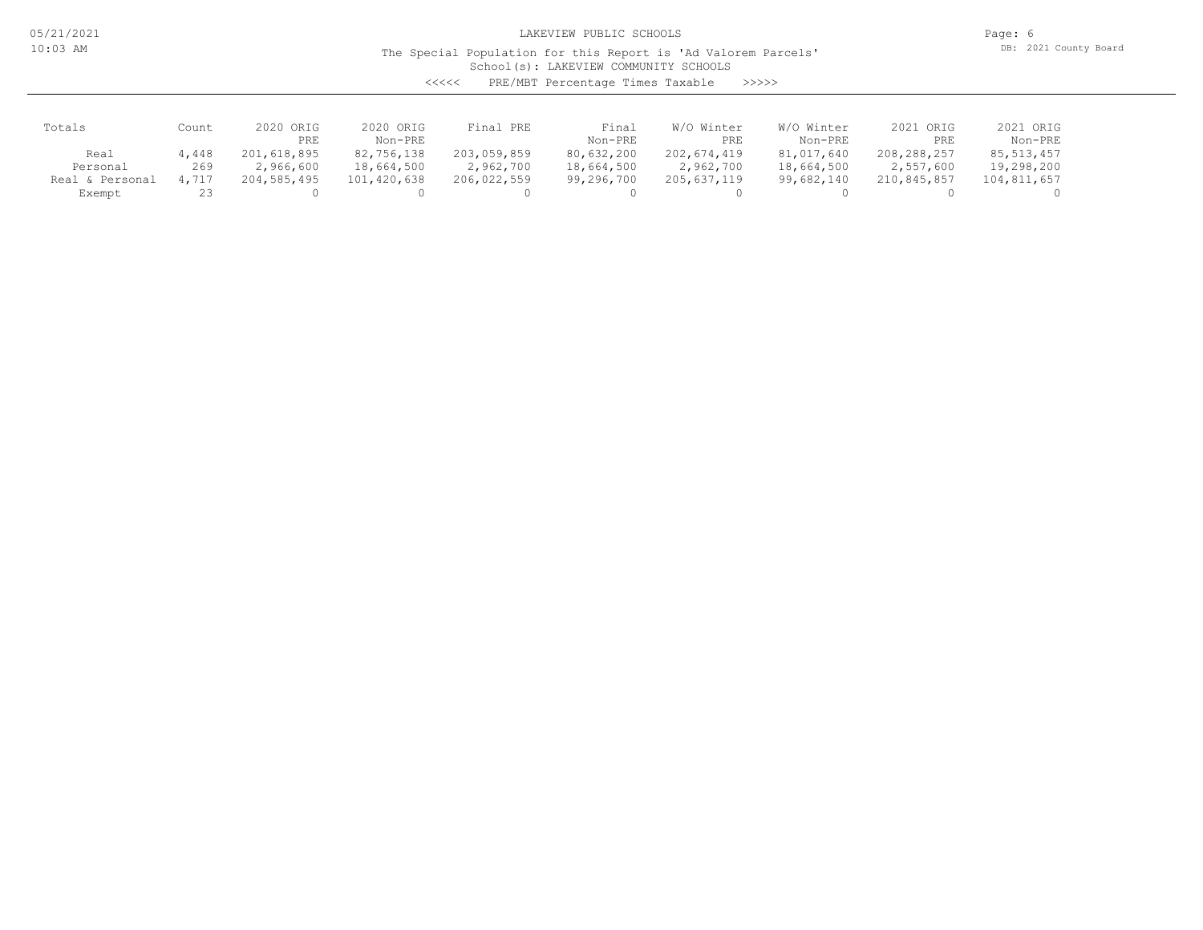LAKEVIEW PUBLIC SCHOOLS

The Special Population for this Report is 'Ad Valorem Parcels'

School(s): LAKEVIEW COMMUNITY SCHOOLS

<<<<< PRE/MBT Percentage Times Taxable >>>>>

| Totals | Count | 2020 ORIG PRE | 2020 ORIG Non-PRE | Final PRE | Final Non-PRE | W/O Winter PRE | W/O Winter Non-PRE | 2021 ORIG PRE | 2021 ORIG Non-PRE |
|---|---|---|---|---|---|---|---|---|---|
| Real | 4,448 | 201,618,895 | 82,756,138 | 203,059,859 | 80,632,200 | 202,674,419 | 81,017,640 | 208,288,257 | 85,513,457 |
| Personal | 269 | 2,966,600 | 18,664,500 | 2,962,700 | 18,664,500 | 2,962,700 | 18,664,500 | 2,557,600 | 19,298,200 |
| Real & Personal | 4,717 | 204,585,495 | 101,420,638 | 206,022,559 | 99,296,700 | 205,637,119 | 99,682,140 | 210,845,857 | 104,811,657 |
| Exempt | 23 | 0 | 0 | 0 | 0 | 0 | 0 | 0 | 0 |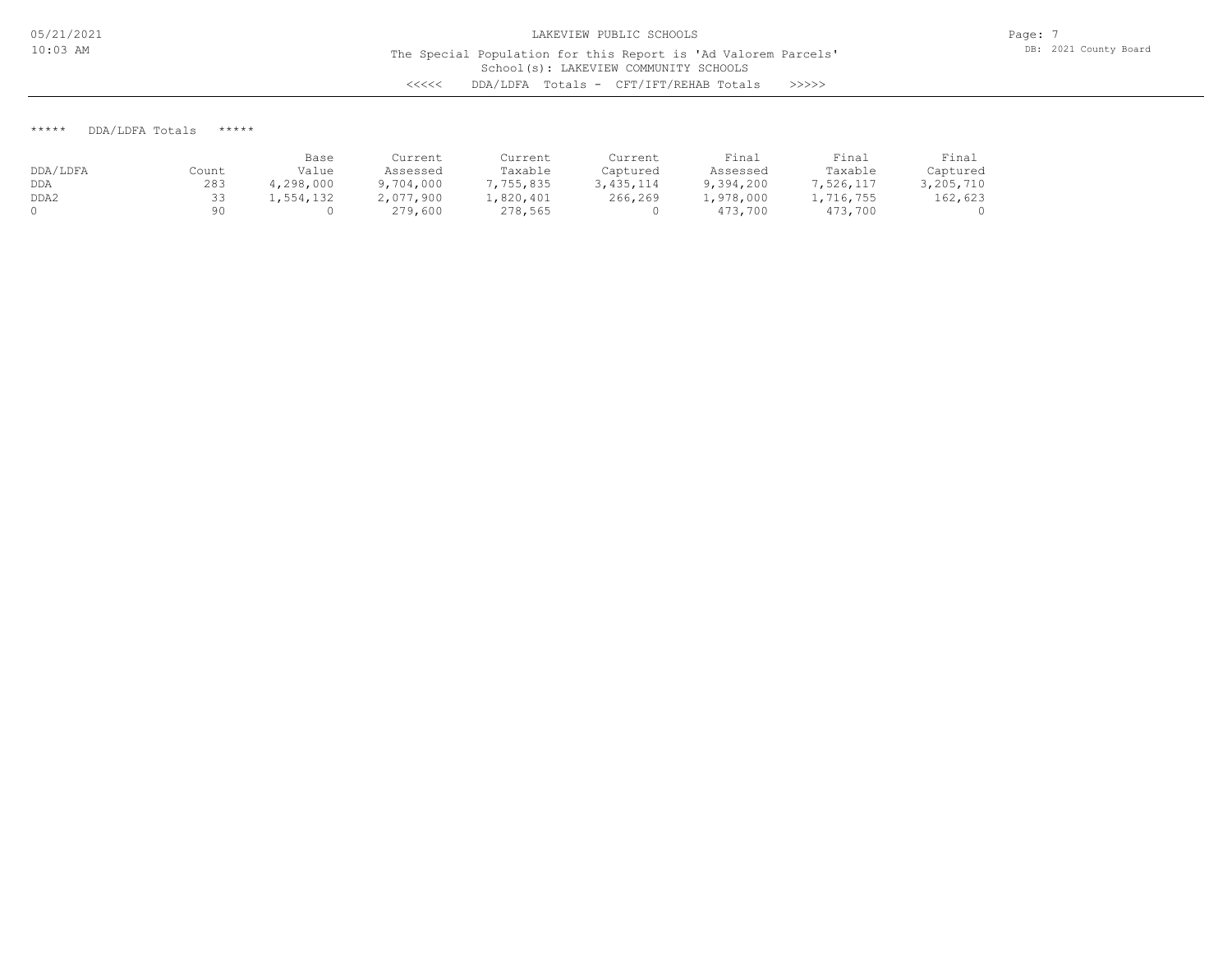LAKEVIEW PUBLIC SCHOOLS

The Special Population for this Report is 'Ad Valorem Parcels'
School(s): LAKEVIEW COMMUNITY SCHOOLS
<<<<< DDA/LDFA Totals - CFT/IFT/REHAB Totals >>>>>

***** DDA/LDFA Totals *****

| DDA/LDFA | Count | Base Value | Current Assessed | Current Taxable | Current Captured | Final Assessed | Final Taxable | Final Captured |
|---|---|---|---|---|---|---|---|---|
| DDA | 283 | 4,298,000 | 9,704,000 | 7,755,835 | 3,435,114 | 9,394,200 | 7,526,117 | 3,205,710 |
| DDA2 | 33 | 1,554,132 | 2,077,900 | 1,820,401 | 266,269 | 1,978,000 | 1,716,755 | 162,623 |
| 0 | 90 | 0 | 279,600 | 278,565 | 0 | 473,700 | 473,700 | 0 |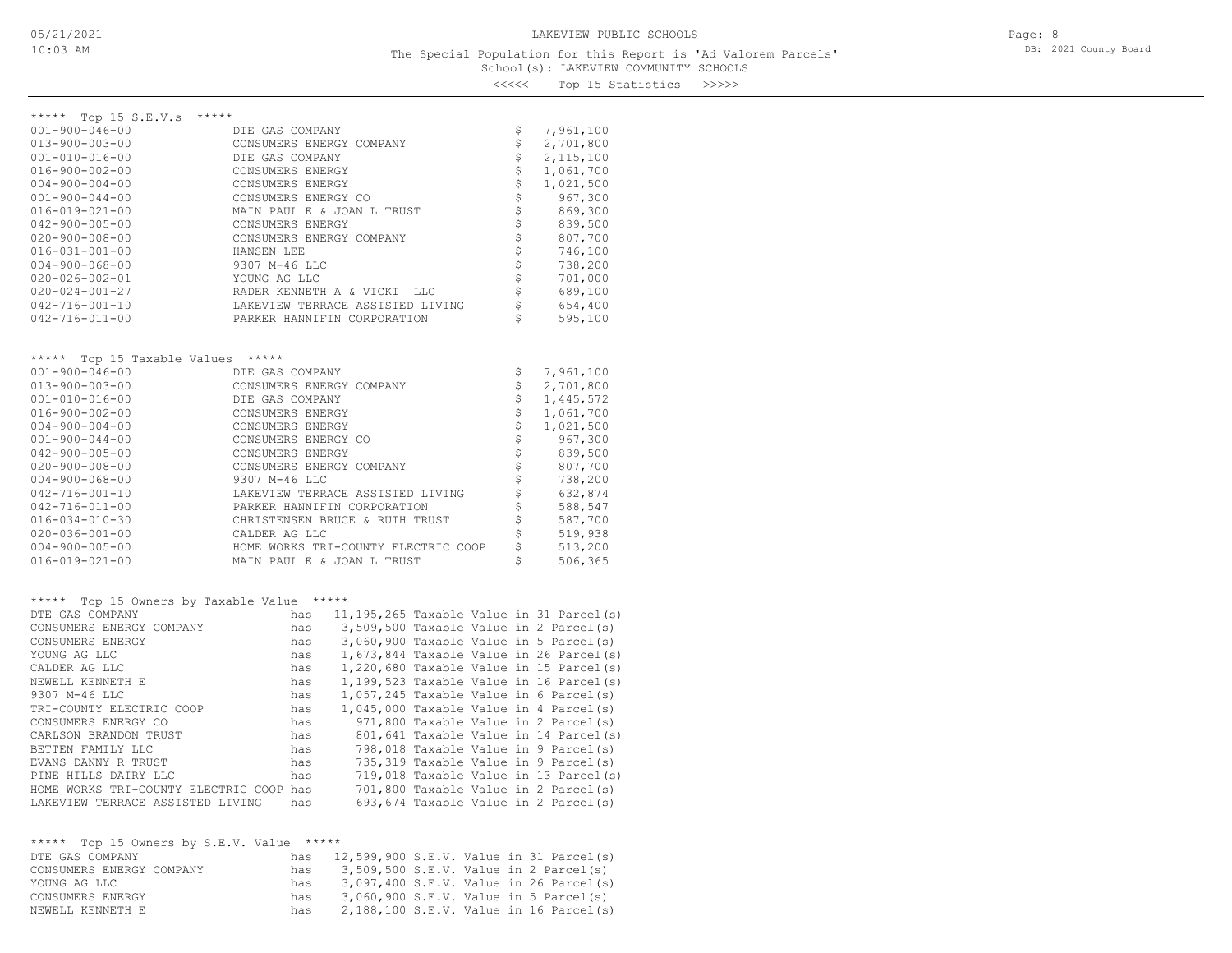# LAKEVIEW PUBLIC SCHOOLS

The Special Population for this Report is 'Ad Valorem Parcels'
School(s): LAKEVIEW COMMUNITY SCHOOLS
<<<<< Top 15 Statistics >>>>>

## ***** Top 15 S.E.V.s *****

| Parcel | Owner | S.E.V. |
|---|---|---|
| 001-900-046-00 | DTE GAS COMPANY | $ 7,961,100 |
| 013-900-003-00 | CONSUMERS ENERGY COMPANY | $ 2,701,800 |
| 001-010-016-00 | DTE GAS COMPANY | $ 2,115,100 |
| 016-900-002-00 | CONSUMERS ENERGY | $ 1,061,700 |
| 004-900-004-00 | CONSUMERS ENERGY | $ 1,021,500 |
| 001-900-044-00 | CONSUMERS ENERGY CO | $ 967,300 |
| 016-019-021-00 | MAIN PAUL E & JOAN L TRUST | $ 869,300 |
| 042-900-005-00 | CONSUMERS ENERGY | $ 839,500 |
| 020-900-008-00 | CONSUMERS ENERGY COMPANY | $ 807,700 |
| 016-031-001-00 | HANSEN LEE | $ 746,100 |
| 004-900-068-00 | 9307 M-46 LLC | $ 738,200 |
| 020-026-002-01 | YOUNG AG LLC | $ 701,000 |
| 020-024-001-27 | RADER KENNETH A & VICKI LLC | $ 689,100 |
| 042-716-001-10 | LAKEVIEW TERRACE ASSISTED LIVING | $ 654,400 |
| 042-716-011-00 | PARKER HANNIFIN CORPORATION | $ 595,100 |

## ***** Top 15 Taxable Values *****

| Parcel | Owner | Taxable Value |
|---|---|---|
| 001-900-046-00 | DTE GAS COMPANY | $ 7,961,100 |
| 013-900-003-00 | CONSUMERS ENERGY COMPANY | $ 2,701,800 |
| 001-010-016-00 | DTE GAS COMPANY | $ 1,445,572 |
| 016-900-002-00 | CONSUMERS ENERGY | $ 1,061,700 |
| 004-900-004-00 | CONSUMERS ENERGY | $ 1,021,500 |
| 001-900-044-00 | CONSUMERS ENERGY CO | $ 967,300 |
| 042-900-005-00 | CONSUMERS ENERGY | $ 839,500 |
| 020-900-008-00 | CONSUMERS ENERGY COMPANY | $ 807,700 |
| 004-900-068-00 | 9307 M-46 LLC | $ 738,200 |
| 042-716-001-10 | LAKEVIEW TERRACE ASSISTED LIVING | $ 632,874 |
| 042-716-011-00 | PARKER HANNIFIN CORPORATION | $ 588,547 |
| 016-034-010-30 | CHRISTENSEN BRUCE & RUTH TRUST | $ 587,700 |
| 020-036-001-00 | CALDER AG LLC | $ 519,938 |
| 004-900-005-00 | HOME WORKS TRI-COUNTY ELECTRIC COOP | $ 513,200 |
| 016-019-021-00 | MAIN PAUL E & JOAN L TRUST | $ 506,365 |

## ***** Top 15 Owners by Taxable Value *****

```
DTE GAS COMPANY                         has  11,195,265 Taxable Value in 31 Parcel(s)
CONSUMERS ENERGY COMPANY                has   3,509,500 Taxable Value in 2 Parcel(s)
CONSUMERS ENERGY                        has   3,060,900 Taxable Value in 5 Parcel(s)
YOUNG AG LLC                            has   1,673,844 Taxable Value in 26 Parcel(s)
CALDER AG LLC                           has   1,220,680 Taxable Value in 15 Parcel(s)
NEWELL KENNETH E                        has   1,199,523 Taxable Value in 16 Parcel(s)
9307 M-46 LLC                           has   1,057,245 Taxable Value in 6 Parcel(s)
TRI-COUNTY ELECTRIC COOP                has   1,045,000 Taxable Value in 4 Parcel(s)
CONSUMERS ENERGY CO                     has     971,800 Taxable Value in 2 Parcel(s)
CARLSON BRANDON TRUST                   has     801,641 Taxable Value in 14 Parcel(s)
BETTEN FAMILY LLC                       has     798,018 Taxable Value in 9 Parcel(s)
EVANS DANNY R TRUST                     has     735,319 Taxable Value in 9 Parcel(s)
PINE HILLS DAIRY LLC                    has     719,018 Taxable Value in 13 Parcel(s)
HOME WORKS TRI-COUNTY ELECTRIC COOP     has     701,800 Taxable Value in 2 Parcel(s)
LAKEVIEW TERRACE ASSISTED LIVING        has     693,674 Taxable Value in 2 Parcel(s)
```

## ***** Top 15 Owners by S.E.V. Value *****

```
DTE GAS COMPANY                         has  12,599,900 S.E.V. Value in 31 Parcel(s)
CONSUMERS ENERGY COMPANY                has   3,509,500 S.E.V. Value in 2 Parcel(s)
YOUNG AG LLC                            has   3,097,400 S.E.V. Value in 26 Parcel(s)
CONSUMERS ENERGY                        has   3,060,900 S.E.V. Value in 5 Parcel(s)
NEWELL KENNETH E                        has   2,188,100 S.E.V. Value in 16 Parcel(s)
```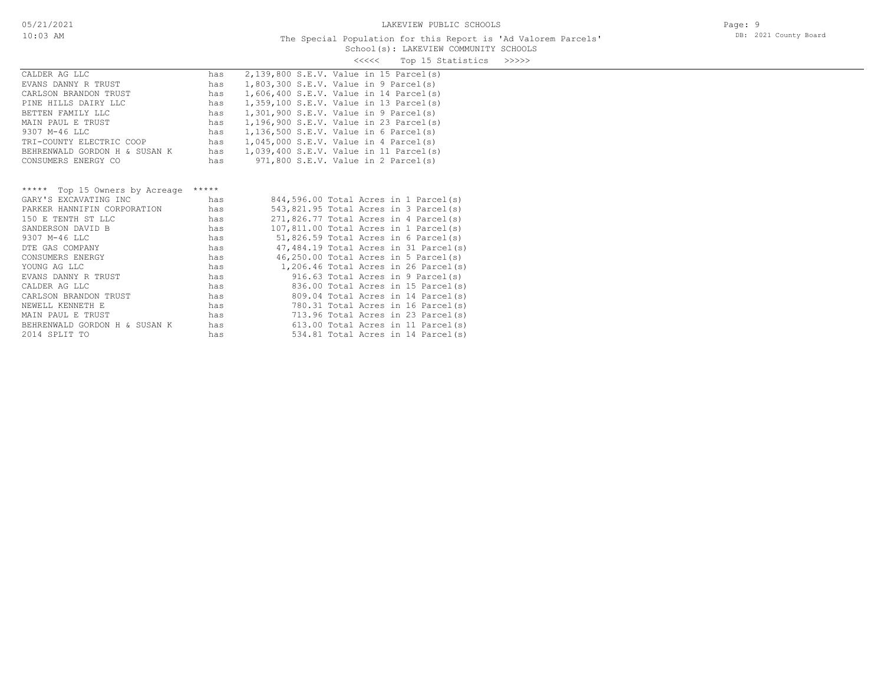LAKEVIEW PUBLIC SCHOOLS

The Special Population for this Report is 'Ad Valorem Parcels'

School(s): LAKEVIEW COMMUNITY SCHOOLS

<<<<< Top 15 Statistics >>>>>

| | | |
|---|---|---|
| CALDER AG LLC | has | 2,139,800 S.E.V. Value in 15 Parcel(s) |
| EVANS DANNY R TRUST | has | 1,803,300 S.E.V. Value in 9 Parcel(s) |
| CARLSON BRANDON TRUST | has | 1,606,400 S.E.V. Value in 14 Parcel(s) |
| PINE HILLS DAIRY LLC | has | 1,359,100 S.E.V. Value in 13 Parcel(s) |
| BETTEN FAMILY LLC | has | 1,301,900 S.E.V. Value in 9 Parcel(s) |
| MAIN PAUL E TRUST | has | 1,196,900 S.E.V. Value in 23 Parcel(s) |
| 9307 M-46 LLC | has | 1,136,500 S.E.V. Value in 6 Parcel(s) |
| TRI-COUNTY ELECTRIC COOP | has | 1,045,000 S.E.V. Value in 4 Parcel(s) |
| BEHRENWALD GORDON H & SUSAN K | has | 1,039,400 S.E.V. Value in 11 Parcel(s) |
| CONSUMERS ENERGY CO | has | 971,800 S.E.V. Value in 2 Parcel(s) |

***** Top 15 Owners by Acreage *****

| | | |
|---|---|---|
| GARY'S EXCAVATING INC | has | 844,596.00 Total Acres in 1 Parcel(s) |
| PARKER HANNIFIN CORPORATION | has | 543,821.95 Total Acres in 3 Parcel(s) |
| 150 E TENTH ST LLC | has | 271,826.77 Total Acres in 4 Parcel(s) |
| SANDERSON DAVID B | has | 107,811.00 Total Acres in 1 Parcel(s) |
| 9307 M-46 LLC | has | 51,826.59 Total Acres in 6 Parcel(s) |
| DTE GAS COMPANY | has | 47,484.19 Total Acres in 31 Parcel(s) |
| CONSUMERS ENERGY | has | 46,250.00 Total Acres in 5 Parcel(s) |
| YOUNG AG LLC | has | 1,206.46 Total Acres in 26 Parcel(s) |
| EVANS DANNY R TRUST | has | 916.63 Total Acres in 9 Parcel(s) |
| CALDER AG LLC | has | 836.00 Total Acres in 15 Parcel(s) |
| CARLSON BRANDON TRUST | has | 809.04 Total Acres in 14 Parcel(s) |
| NEWELL KENNETH E | has | 780.31 Total Acres in 16 Parcel(s) |
| MAIN PAUL E TRUST | has | 713.96 Total Acres in 23 Parcel(s) |
| BEHRENWALD GORDON H & SUSAN K | has | 613.00 Total Acres in 11 Parcel(s) |
| 2014 SPLIT TO | has | 534.81 Total Acres in 14 Parcel(s) |